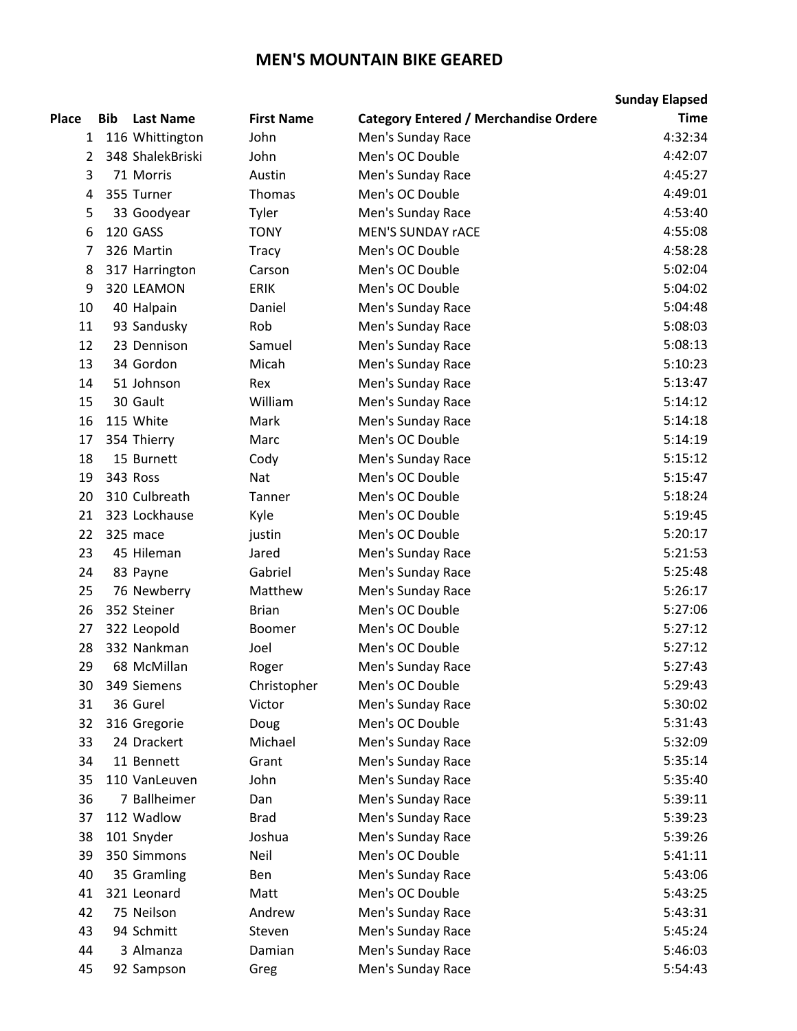# MEN'S MOUNTAIN BIKE GEARED

| Place | Bib | Last Name | First Name | Category Entered / Merchandise Ordere | Sunday Elapsed Time |
|---|---|---|---|---|---|
| 1 | 116 | Whittington | John | Men's Sunday Race | 4:32:34 |
| 2 | 348 | ShalekBriski | John | Men's OC Double | 4:42:07 |
| 3 | 71 | Morris | Austin | Men's Sunday Race | 4:45:27 |
| 4 | 355 | Turner | Thomas | Men's OC Double | 4:49:01 |
| 5 | 33 | Goodyear | Tyler | Men's Sunday Race | 4:53:40 |
| 6 | 120 | GASS | TONY | MEN'S SUNDAY rACE | 4:55:08 |
| 7 | 326 | Martin | Tracy | Men's OC Double | 4:58:28 |
| 8 | 317 | Harrington | Carson | Men's OC Double | 5:02:04 |
| 9 | 320 | LEAMON | ERIK | Men's OC Double | 5:04:02 |
| 10 | 40 | Halpain | Daniel | Men's Sunday Race | 5:04:48 |
| 11 | 93 | Sandusky | Rob | Men's Sunday Race | 5:08:03 |
| 12 | 23 | Dennison | Samuel | Men's Sunday Race | 5:08:13 |
| 13 | 34 | Gordon | Micah | Men's Sunday Race | 5:10:23 |
| 14 | 51 | Johnson | Rex | Men's Sunday Race | 5:13:47 |
| 15 | 30 | Gault | William | Men's Sunday Race | 5:14:12 |
| 16 | 115 | White | Mark | Men's Sunday Race | 5:14:18 |
| 17 | 354 | Thierry | Marc | Men's OC Double | 5:14:19 |
| 18 | 15 | Burnett | Cody | Men's Sunday Race | 5:15:12 |
| 19 | 343 | Ross | Nat | Men's OC Double | 5:15:47 |
| 20 | 310 | Culbreath | Tanner | Men's OC Double | 5:18:24 |
| 21 | 323 | Lockhause | Kyle | Men's OC Double | 5:19:45 |
| 22 | 325 | mace | justin | Men's OC Double | 5:20:17 |
| 23 | 45 | Hileman | Jared | Men's Sunday Race | 5:21:53 |
| 24 | 83 | Payne | Gabriel | Men's Sunday Race | 5:25:48 |
| 25 | 76 | Newberry | Matthew | Men's Sunday Race | 5:26:17 |
| 26 | 352 | Steiner | Brian | Men's OC Double | 5:27:06 |
| 27 | 322 | Leopold | Boomer | Men's OC Double | 5:27:12 |
| 28 | 332 | Nankman | Joel | Men's OC Double | 5:27:12 |
| 29 | 68 | McMillan | Roger | Men's Sunday Race | 5:27:43 |
| 30 | 349 | Siemens | Christopher | Men's OC Double | 5:29:43 |
| 31 | 36 | Gurel | Victor | Men's Sunday Race | 5:30:02 |
| 32 | 316 | Gregorie | Doug | Men's OC Double | 5:31:43 |
| 33 | 24 | Drackert | Michael | Men's Sunday Race | 5:32:09 |
| 34 | 11 | Bennett | Grant | Men's Sunday Race | 5:35:14 |
| 35 | 110 | VanLeuven | John | Men's Sunday Race | 5:35:40 |
| 36 | 7 | Ballheimer | Dan | Men's Sunday Race | 5:39:11 |
| 37 | 112 | Wadlow | Brad | Men's Sunday Race | 5:39:23 |
| 38 | 101 | Snyder | Joshua | Men's Sunday Race | 5:39:26 |
| 39 | 350 | Simmons | Neil | Men's OC Double | 5:41:11 |
| 40 | 35 | Gramling | Ben | Men's Sunday Race | 5:43:06 |
| 41 | 321 | Leonard | Matt | Men's OC Double | 5:43:25 |
| 42 | 75 | Neilson | Andrew | Men's Sunday Race | 5:43:31 |
| 43 | 94 | Schmitt | Steven | Men's Sunday Race | 5:45:24 |
| 44 | 3 | Almanza | Damian | Men's Sunday Race | 5:46:03 |
| 45 | 92 | Sampson | Greg | Men's Sunday Race | 5:54:43 |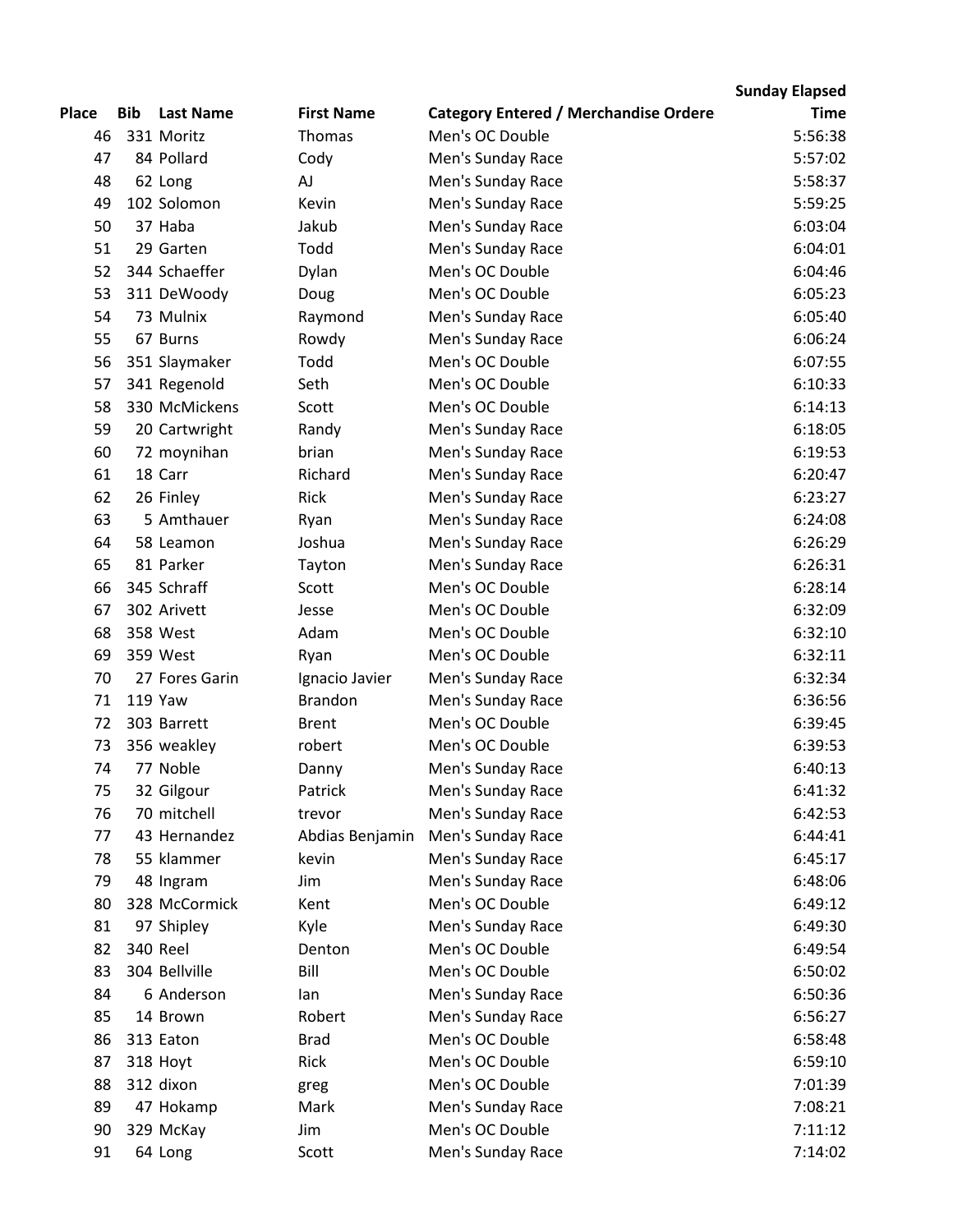| Place | Bib | Last Name | First Name | Category Entered / Merchandise Ordere | Sunday Elapsed Time |
|---|---|---|---|---|---|
| 46 | 331 | Moritz | Thomas | Men's OC Double | 5:56:38 |
| 47 | 84 | Pollard | Cody | Men's Sunday Race | 5:57:02 |
| 48 | 62 | Long | AJ | Men's Sunday Race | 5:58:37 |
| 49 | 102 | Solomon | Kevin | Men's Sunday Race | 5:59:25 |
| 50 | 37 | Haba | Jakub | Men's Sunday Race | 6:03:04 |
| 51 | 29 | Garten | Todd | Men's Sunday Race | 6:04:01 |
| 52 | 344 | Schaeffer | Dylan | Men's OC Double | 6:04:46 |
| 53 | 311 | DeWoody | Doug | Men's OC Double | 6:05:23 |
| 54 | 73 | Mulnix | Raymond | Men's Sunday Race | 6:05:40 |
| 55 | 67 | Burns | Rowdy | Men's Sunday Race | 6:06:24 |
| 56 | 351 | Slaymaker | Todd | Men's OC Double | 6:07:55 |
| 57 | 341 | Regenold | Seth | Men's OC Double | 6:10:33 |
| 58 | 330 | McMickens | Scott | Men's OC Double | 6:14:13 |
| 59 | 20 | Cartwright | Randy | Men's Sunday Race | 6:18:05 |
| 60 | 72 | moynihan | brian | Men's Sunday Race | 6:19:53 |
| 61 | 18 | Carr | Richard | Men's Sunday Race | 6:20:47 |
| 62 | 26 | Finley | Rick | Men's Sunday Race | 6:23:27 |
| 63 | 5 | Amthauer | Ryan | Men's Sunday Race | 6:24:08 |
| 64 | 58 | Leamon | Joshua | Men's Sunday Race | 6:26:29 |
| 65 | 81 | Parker | Tayton | Men's Sunday Race | 6:26:31 |
| 66 | 345 | Schraff | Scott | Men's OC Double | 6:28:14 |
| 67 | 302 | Arivett | Jesse | Men's OC Double | 6:32:09 |
| 68 | 358 | West | Adam | Men's OC Double | 6:32:10 |
| 69 | 359 | West | Ryan | Men's OC Double | 6:32:11 |
| 70 | 27 | Fores Garin | Ignacio Javier | Men's Sunday Race | 6:32:34 |
| 71 | 119 | Yaw | Brandon | Men's Sunday Race | 6:36:56 |
| 72 | 303 | Barrett | Brent | Men's OC Double | 6:39:45 |
| 73 | 356 | weakley | robert | Men's OC Double | 6:39:53 |
| 74 | 77 | Noble | Danny | Men's Sunday Race | 6:40:13 |
| 75 | 32 | Gilgour | Patrick | Men's Sunday Race | 6:41:32 |
| 76 | 70 | mitchell | trevor | Men's Sunday Race | 6:42:53 |
| 77 | 43 | Hernandez | Abdias Benjamin | Men's Sunday Race | 6:44:41 |
| 78 | 55 | klammer | kevin | Men's Sunday Race | 6:45:17 |
| 79 | 48 | Ingram | Jim | Men's Sunday Race | 6:48:06 |
| 80 | 328 | McCormick | Kent | Men's OC Double | 6:49:12 |
| 81 | 97 | Shipley | Kyle | Men's Sunday Race | 6:49:30 |
| 82 | 340 | Reel | Denton | Men's OC Double | 6:49:54 |
| 83 | 304 | Bellville | Bill | Men's OC Double | 6:50:02 |
| 84 | 6 | Anderson | Ian | Men's Sunday Race | 6:50:36 |
| 85 | 14 | Brown | Robert | Men's Sunday Race | 6:56:27 |
| 86 | 313 | Eaton | Brad | Men's OC Double | 6:58:48 |
| 87 | 318 | Hoyt | Rick | Men's OC Double | 6:59:10 |
| 88 | 312 | dixon | greg | Men's OC Double | 7:01:39 |
| 89 | 47 | Hokamp | Mark | Men's Sunday Race | 7:08:21 |
| 90 | 329 | McKay | Jim | Men's OC Double | 7:11:12 |
| 91 | 64 | Long | Scott | Men's Sunday Race | 7:14:02 |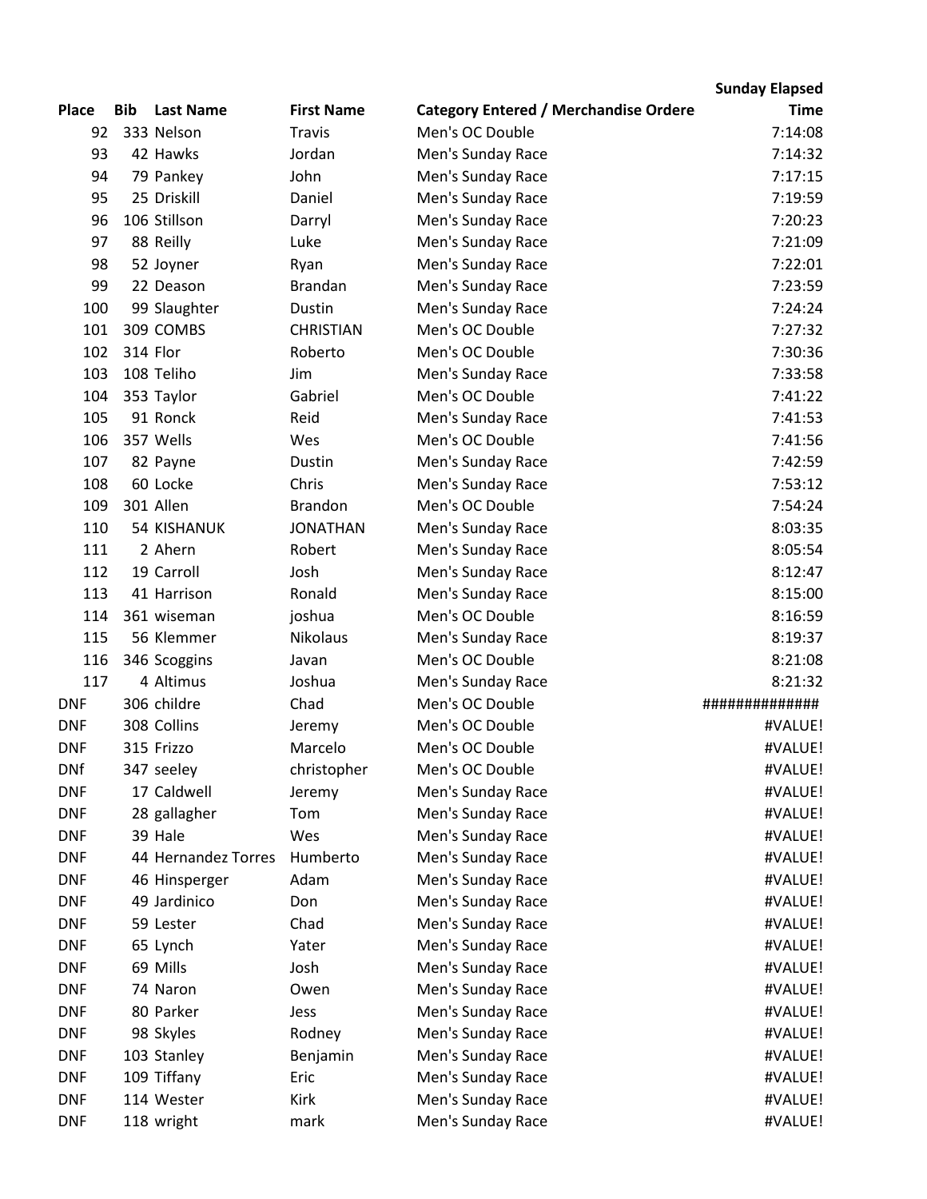| Place | Bib | Last Name | First Name | Category Entered / Merchandise Ordere | Sunday Elapsed Time |
|---|---|---|---|---|---|
| 92 | 333 | Nelson | Travis | Men's OC Double | 7:14:08 |
| 93 | 42 | Hawks | Jordan | Men's Sunday Race | 7:14:32 |
| 94 | 79 | Pankey | John | Men's Sunday Race | 7:17:15 |
| 95 | 25 | Driskill | Daniel | Men's Sunday Race | 7:19:59 |
| 96 | 106 | Stillson | Darryl | Men's Sunday Race | 7:20:23 |
| 97 | 88 | Reilly | Luke | Men's Sunday Race | 7:21:09 |
| 98 | 52 | Joyner | Ryan | Men's Sunday Race | 7:22:01 |
| 99 | 22 | Deason | Brandan | Men's Sunday Race | 7:23:59 |
| 100 | 99 | Slaughter | Dustin | Men's Sunday Race | 7:24:24 |
| 101 | 309 | COMBS | CHRISTIAN | Men's OC Double | 7:27:32 |
| 102 | 314 | Flor | Roberto | Men's OC Double | 7:30:36 |
| 103 | 108 | Teliho | Jim | Men's Sunday Race | 7:33:58 |
| 104 | 353 | Taylor | Gabriel | Men's OC Double | 7:41:22 |
| 105 | 91 | Ronck | Reid | Men's Sunday Race | 7:41:53 |
| 106 | 357 | Wells | Wes | Men's OC Double | 7:41:56 |
| 107 | 82 | Payne | Dustin | Men's Sunday Race | 7:42:59 |
| 108 | 60 | Locke | Chris | Men's Sunday Race | 7:53:12 |
| 109 | 301 | Allen | Brandon | Men's OC Double | 7:54:24 |
| 110 | 54 | KISHANUK | JONATHAN | Men's Sunday Race | 8:03:35 |
| 111 | 2 | Ahern | Robert | Men's Sunday Race | 8:05:54 |
| 112 | 19 | Carroll | Josh | Men's Sunday Race | 8:12:47 |
| 113 | 41 | Harrison | Ronald | Men's Sunday Race | 8:15:00 |
| 114 | 361 | wiseman | joshua | Men's OC Double | 8:16:59 |
| 115 | 56 | Klemmer | Nikolaus | Men's Sunday Race | 8:19:37 |
| 116 | 346 | Scoggins | Javan | Men's OC Double | 8:21:08 |
| 117 | 4 | Altimus | Joshua | Men's Sunday Race | 8:21:32 |
| DNF | 306 | childre | Chad | Men's OC Double | ############## |
| DNF | 308 | Collins | Jeremy | Men's OC Double | #VALUE! |
| DNF | 315 | Frizzo | Marcelo | Men's OC Double | #VALUE! |
| DNf | 347 | seeley | christopher | Men's OC Double | #VALUE! |
| DNF | 17 | Caldwell | Jeremy | Men's Sunday Race | #VALUE! |
| DNF | 28 | gallagher | Tom | Men's Sunday Race | #VALUE! |
| DNF | 39 | Hale | Wes | Men's Sunday Race | #VALUE! |
| DNF | 44 | Hernandez Torres | Humberto | Men's Sunday Race | #VALUE! |
| DNF | 46 | Hinsperger | Adam | Men's Sunday Race | #VALUE! |
| DNF | 49 | Jardinico | Don | Men's Sunday Race | #VALUE! |
| DNF | 59 | Lester | Chad | Men's Sunday Race | #VALUE! |
| DNF | 65 | Lynch | Yater | Men's Sunday Race | #VALUE! |
| DNF | 69 | Mills | Josh | Men's Sunday Race | #VALUE! |
| DNF | 74 | Naron | Owen | Men's Sunday Race | #VALUE! |
| DNF | 80 | Parker | Jess | Men's Sunday Race | #VALUE! |
| DNF | 98 | Skyles | Rodney | Men's Sunday Race | #VALUE! |
| DNF | 103 | Stanley | Benjamin | Men's Sunday Race | #VALUE! |
| DNF | 109 | Tiffany | Eric | Men's Sunday Race | #VALUE! |
| DNF | 114 | Wester | Kirk | Men's Sunday Race | #VALUE! |
| DNF | 118 | wright | mark | Men's Sunday Race | #VALUE! |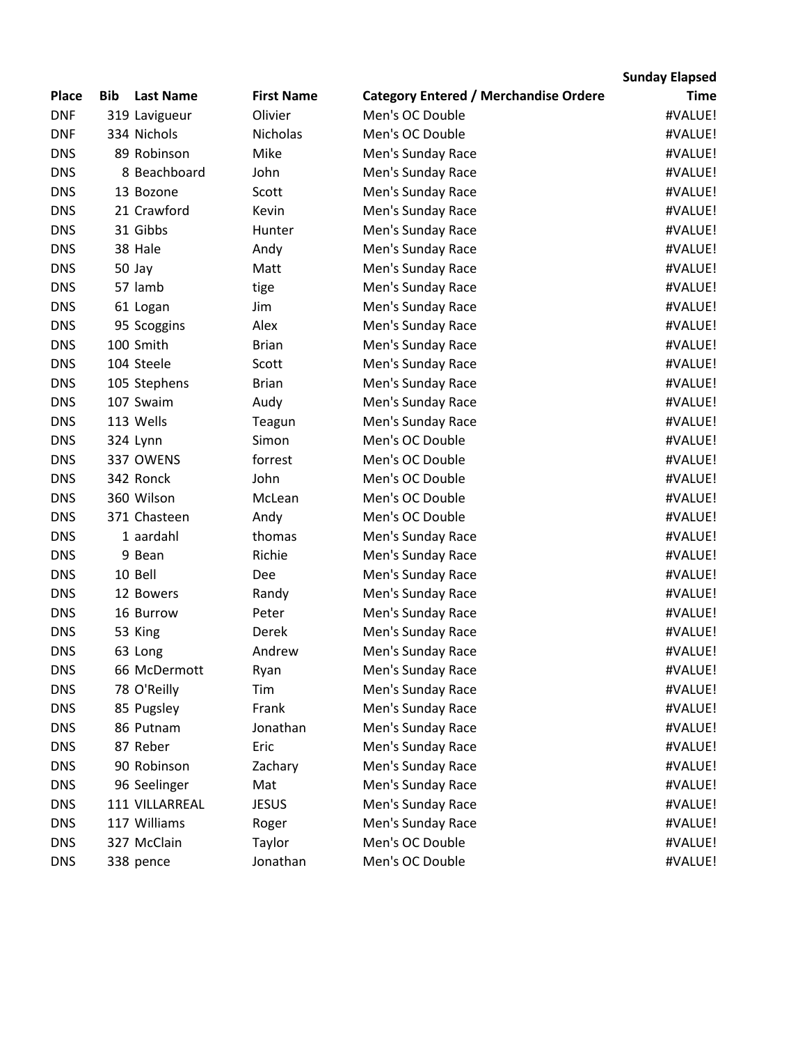| Place | Bib | Last Name | First Name | Category Entered / Merchandise Ordere | Sunday Elapsed Time |
|---|---|---|---|---|---|
| DNF | 319 | Lavigueur | Olivier | Men's OC Double | #VALUE! |
| DNF | 334 | Nichols | Nicholas | Men's OC Double | #VALUE! |
| DNS | 89 | Robinson | Mike | Men's Sunday Race | #VALUE! |
| DNS | 8 | Beachboard | John | Men's Sunday Race | #VALUE! |
| DNS | 13 | Bozone | Scott | Men's Sunday Race | #VALUE! |
| DNS | 21 | Crawford | Kevin | Men's Sunday Race | #VALUE! |
| DNS | 31 | Gibbs | Hunter | Men's Sunday Race | #VALUE! |
| DNS | 38 | Hale | Andy | Men's Sunday Race | #VALUE! |
| DNS | 50 | Jay | Matt | Men's Sunday Race | #VALUE! |
| DNS | 57 | lamb | tige | Men's Sunday Race | #VALUE! |
| DNS | 61 | Logan | Jim | Men's Sunday Race | #VALUE! |
| DNS | 95 | Scoggins | Alex | Men's Sunday Race | #VALUE! |
| DNS | 100 | Smith | Brian | Men's Sunday Race | #VALUE! |
| DNS | 104 | Steele | Scott | Men's Sunday Race | #VALUE! |
| DNS | 105 | Stephens | Brian | Men's Sunday Race | #VALUE! |
| DNS | 107 | Swaim | Audy | Men's Sunday Race | #VALUE! |
| DNS | 113 | Wells | Teagun | Men's Sunday Race | #VALUE! |
| DNS | 324 | Lynn | Simon | Men's OC Double | #VALUE! |
| DNS | 337 | OWENS | forrest | Men's OC Double | #VALUE! |
| DNS | 342 | Ronck | John | Men's OC Double | #VALUE! |
| DNS | 360 | Wilson | McLean | Men's OC Double | #VALUE! |
| DNS | 371 | Chasteen | Andy | Men's OC Double | #VALUE! |
| DNS | 1 | aardahl | thomas | Men's Sunday Race | #VALUE! |
| DNS | 9 | Bean | Richie | Men's Sunday Race | #VALUE! |
| DNS | 10 | Bell | Dee | Men's Sunday Race | #VALUE! |
| DNS | 12 | Bowers | Randy | Men's Sunday Race | #VALUE! |
| DNS | 16 | Burrow | Peter | Men's Sunday Race | #VALUE! |
| DNS | 53 | King | Derek | Men's Sunday Race | #VALUE! |
| DNS | 63 | Long | Andrew | Men's Sunday Race | #VALUE! |
| DNS | 66 | McDermott | Ryan | Men's Sunday Race | #VALUE! |
| DNS | 78 | O'Reilly | Tim | Men's Sunday Race | #VALUE! |
| DNS | 85 | Pugsley | Frank | Men's Sunday Race | #VALUE! |
| DNS | 86 | Putnam | Jonathan | Men's Sunday Race | #VALUE! |
| DNS | 87 | Reber | Eric | Men's Sunday Race | #VALUE! |
| DNS | 90 | Robinson | Zachary | Men's Sunday Race | #VALUE! |
| DNS | 96 | Seelinger | Mat | Men's Sunday Race | #VALUE! |
| DNS | 111 | VILLARREAL | JESUS | Men's Sunday Race | #VALUE! |
| DNS | 117 | Williams | Roger | Men's Sunday Race | #VALUE! |
| DNS | 327 | McClain | Taylor | Men's OC Double | #VALUE! |
| DNS | 338 | pence | Jonathan | Men's OC Double | #VALUE! |